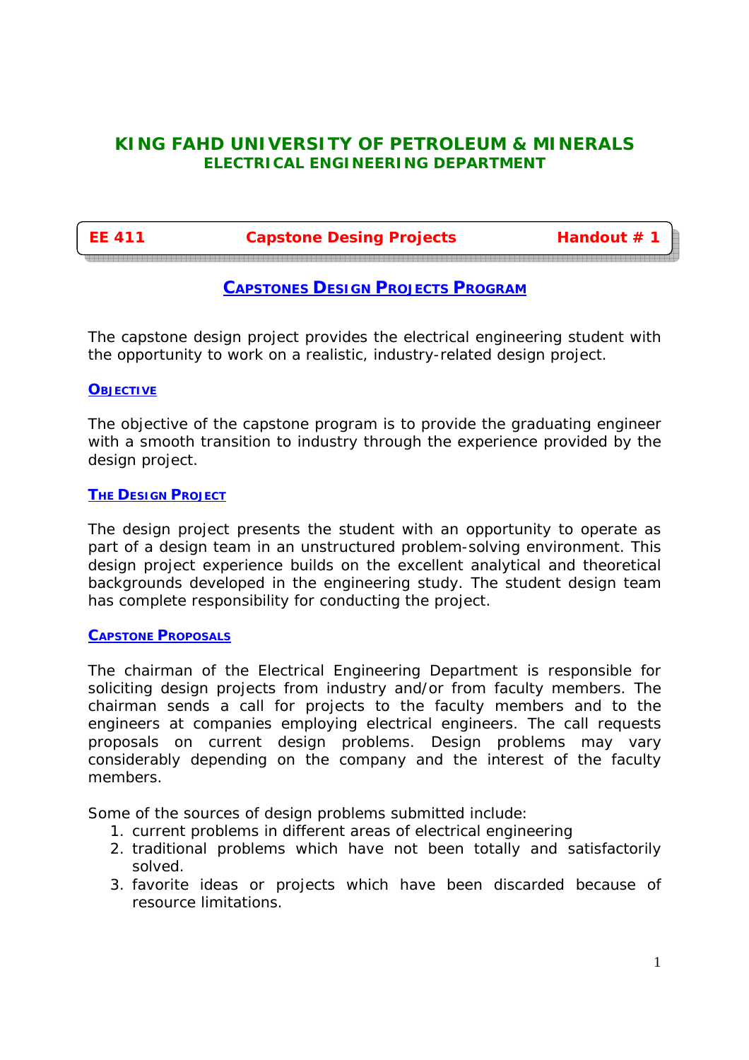# KING FAHD UNIVERSITY OF PETROLEUM & MINERALS
## ELECTRICAL ENGINEERING DEPARTMENT

**EE 411** **Capstone Desing Projects** **Handout # 1**

## CAPSTONES DESIGN PROJECTS PROGRAM

The capstone design project provides the electrical engineering student with the opportunity to work on a realistic, industry-related design project.

### OBJECTIVE

The objective of the capstone program is to provide the graduating engineer with a smooth transition to industry through the experience provided by the design project.

### THE DESIGN PROJECT

The design project presents the student with an opportunity to operate as part of a design team in an unstructured problem-solving environment. This design project experience builds on the excellent analytical and theoretical backgrounds developed in the engineering study. The student design team has complete responsibility for conducting the project.

### CAPSTONE PROPOSALS

The chairman of the Electrical Engineering Department is responsible for soliciting design projects from industry and/or from faculty members. The chairman sends a call for projects to the faculty members and to the engineers at companies employing electrical engineers. The call requests proposals on current design problems. Design problems may vary considerably depending on the company and the interest of the faculty members.

Some of the sources of design problems submitted include:

1. current problems in different areas of electrical engineering
2. traditional problems which have not been totally and satisfactorily solved.
3. favorite ideas or projects which have been discarded because of resource limitations.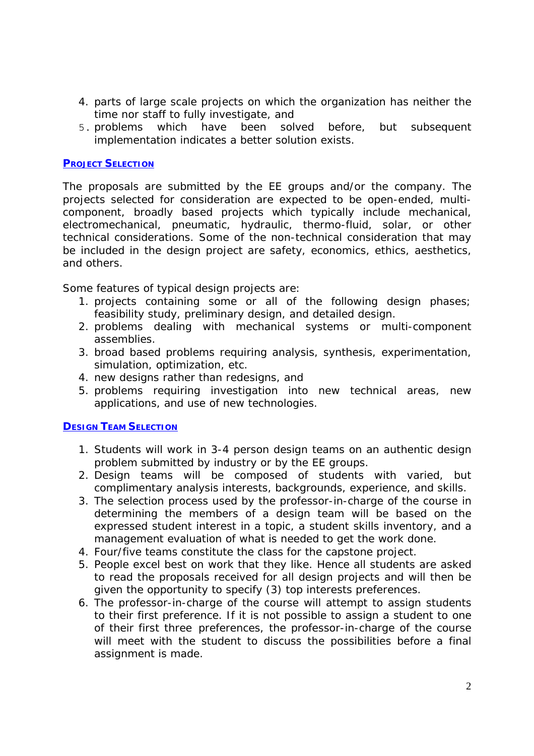4. parts of large scale projects on which the organization has neither the time nor staff to fully investigate, and
5. problems which have been solved before, but subsequent implementation indicates a better solution exists.

## PROJECT SELECTION

The proposals are submitted by the EE groups and/or the company. The projects selected for consideration are expected to be open-ended, multi-component, broadly based projects which typically include mechanical, electromechanical, pneumatic, hydraulic, thermo-fluid, solar, or other technical considerations. Some of the non-technical consideration that may be included in the design project are safety, economics, ethics, aesthetics, and others.

Some features of typical design projects are:

1. projects containing some or all of the following design phases; feasibility study, preliminary design, and detailed design.
2. problems dealing with mechanical systems or multi-component assemblies.
3. broad based problems requiring analysis, synthesis, experimentation, simulation, optimization, etc.
4. new designs rather than redesigns, and
5. problems requiring investigation into new technical areas, new applications, and use of new technologies.

## DESIGN TEAM SELECTION

1. Students will work in 3-4 person design teams on an authentic design problem submitted by industry or by the EE groups.
2. Design teams will be composed of students with varied, but complimentary analysis interests, backgrounds, experience, and skills.
3. The selection process used by the professor-in-charge of the course in determining the members of a design team will be based on the expressed student interest in a topic, a student skills inventory, and a management evaluation of what is needed to get the work done.
4. Four/five teams constitute the class for the capstone project.
5. People excel best on work that they like. Hence all students are asked to read the proposals received for all design projects and will then be given the opportunity to specify (3) top interests preferences.
6. The professor-in-charge of the course will attempt to assign students to their first preference. If it is not possible to assign a student to one of their first three preferences, the professor-in-charge of the course will meet with the student to discuss the possibilities before a final assignment is made.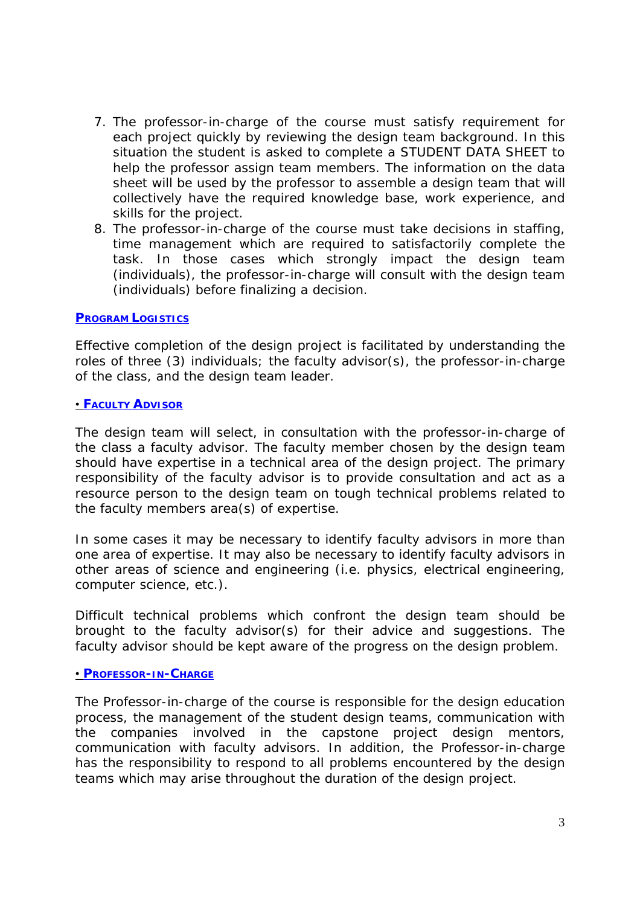7. The professor-in-charge of the course must satisfy requirement for each project quickly by reviewing the design team background. In this situation the student is asked to complete a STUDENT DATA SHEET to help the professor assign team members. The information on the data sheet will be used by the professor to assemble a design team that will collectively have the required knowledge base, work experience, and skills for the project.
8. The professor-in-charge of the course must take decisions in staffing, time management which are required to satisfactorily complete the task. In those cases which strongly impact the design team (individuals), the professor-in-charge will consult with the design team (individuals) before finalizing a decision.

## PROGRAM LOGISTICS

Effective completion of the design project is facilitated by understanding the roles of three (3) individuals; the faculty advisor(s), the professor-in-charge of the class, and the design team leader.

### • FACULTY ADVISOR

The design team will select, in consultation with the professor-in-charge of the class a faculty advisor. The faculty member chosen by the design team should have expertise in a technical area of the design project. The primary responsibility of the faculty advisor is to provide consultation and act as a resource person to the design team on tough technical problems related to the faculty members area(s) of expertise.

In some cases it may be necessary to identify faculty advisors in more than one area of expertise. It may also be necessary to identify faculty advisors in other areas of science and engineering (i.e. physics, electrical engineering, computer science, etc.).

Difficult technical problems which confront the design team should be brought to the faculty advisor(s) for their advice and suggestions. The faculty advisor should be kept aware of the progress on the design problem.

### • PROFESSOR-IN-CHARGE

The Professor-in-charge of the course is responsible for the design education process, the management of the student design teams, communication with the companies involved in the capstone project design mentors, communication with faculty advisors. In addition, the Professor-in-charge has the responsibility to respond to all problems encountered by the design teams which may arise throughout the duration of the design project.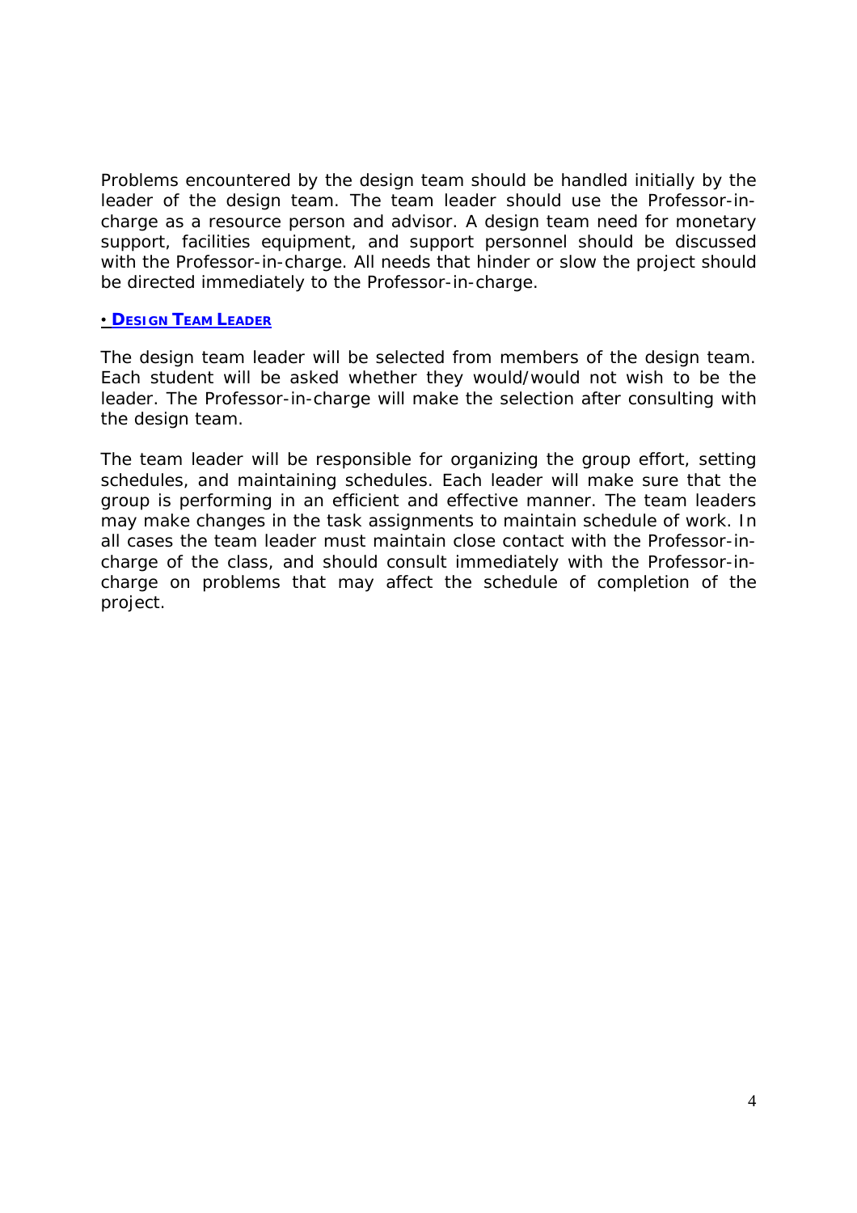Problems encountered by the design team should be handled initially by the leader of the design team. The team leader should use the Professor-in-charge as a resource person and advisor. A design team need for monetary support, facilities equipment, and support personnel should be discussed with the Professor-in-charge. All needs that hinder or slow the project should be directed immediately to the Professor-in-charge.

### • DESIGN TEAM LEADER

The design team leader will be selected from members of the design team. Each student will be asked whether they would/would not wish to be the leader. The Professor-in-charge will make the selection after consulting with the design team.

The team leader will be responsible for organizing the group effort, setting schedules, and maintaining schedules. Each leader will make sure that the group is performing in an efficient and effective manner. The team leaders may make changes in the task assignments to maintain schedule of work. In all cases the team leader must maintain close contact with the Professor-in-charge of the class, and should consult immediately with the Professor-in-charge on problems that may affect the schedule of completion of the project.